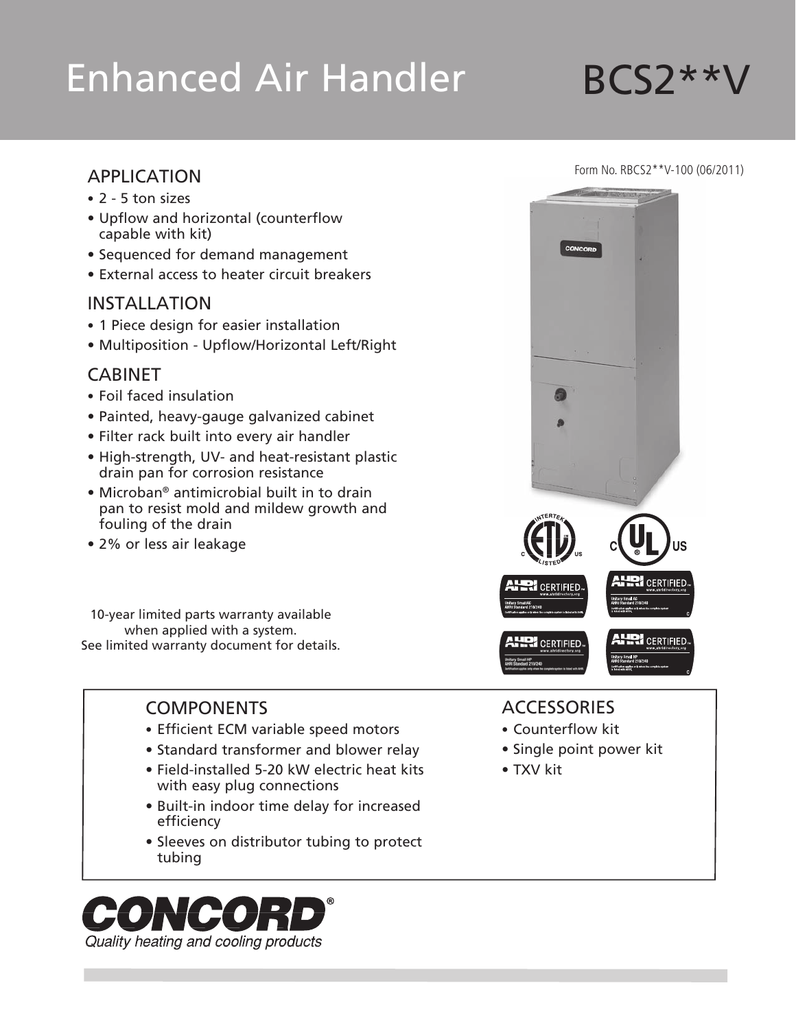# Enhanced Air Handler BCS2**V

Form No. RBCS2**V-100 (06/2011)

## APPLICATION

- 2 - 5 ton sizes
- Upflow and horizontal (counterflow capable with kit)
- Sequenced for demand management
- External access to heater circuit breakers

## INSTALLATION

- 1 Piece design for easier installation
- Multiposition - Upflow/Horizontal Left/Right

## CABINET

- Foil faced insulation
- Painted, heavy-gauge galvanized cabinet
- Filter rack built into every air handler
- High-strength, UV- and heat-resistant plastic drain pan for corrosion resistance
- Microban® antimicrobial built in to drain pan to resist mold and mildew growth and fouling of the drain
- 2% or less air leakage

10-year limited parts warranty available when applied with a system. See limited warranty document for details.

## COMPONENTS

- Efficient ECM variable speed motors
- Standard transformer and blower relay
- Field-installed 5-20 kW electric heat kits with easy plug connections
- Built-in indoor time delay for increased efficiency
- Sleeves on distributor tubing to protect tubing

## ACCESSORIES

- Counterflow kit
- Single point power kit
- TXV kit

**CONCORD®**

*Quality heating and cooling products*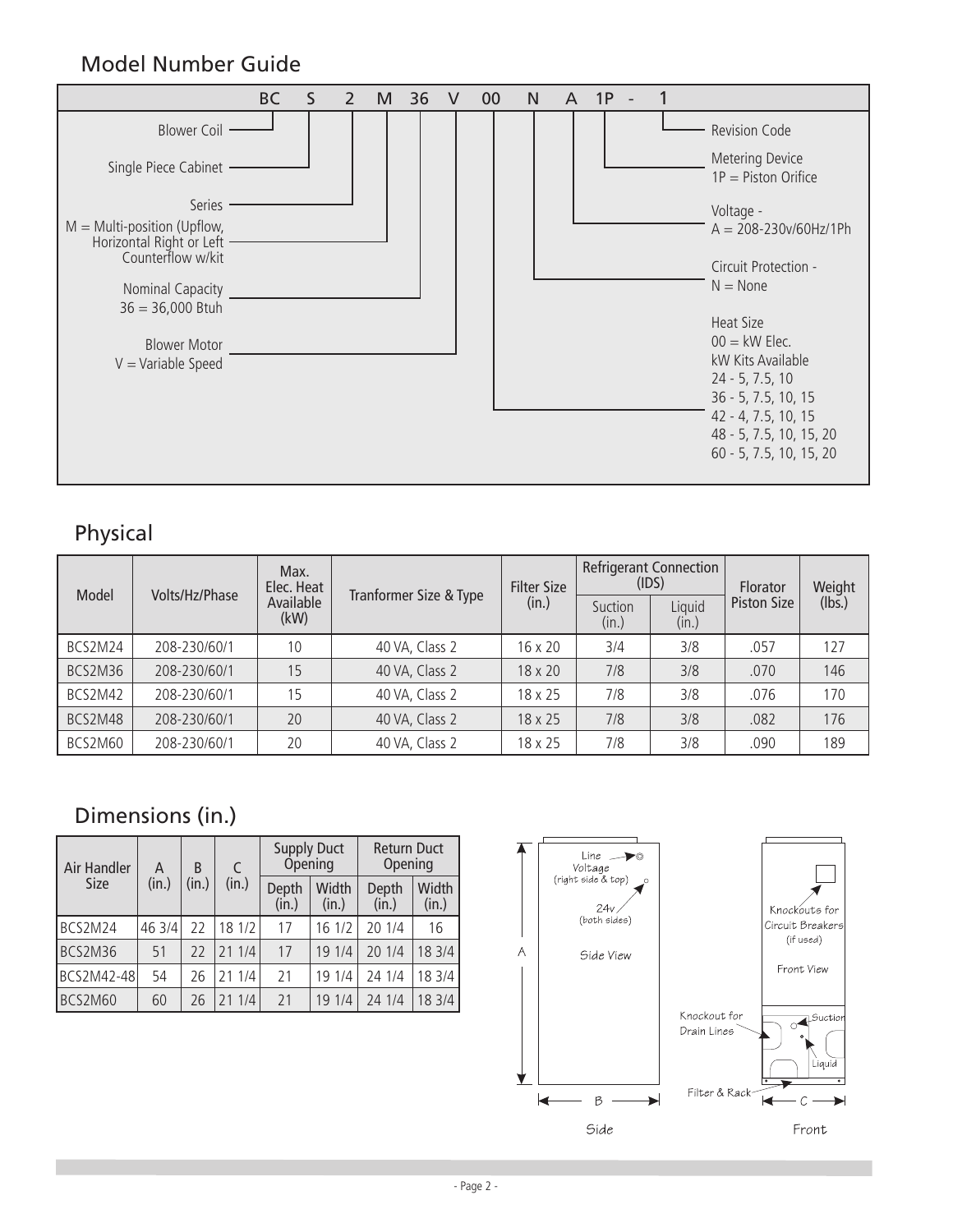## Model Number Guide

BC S 2 M 36 V 00 N A 1P - 1

- BC — Blower Coil
- S — Single Piece Cabinet
- 2 — Series
- M — M = Multi-position (Upflow, Horizontal Right or Left Counterflow w/kit
- 36 — Nominal Capacity 36 = 36,000 Btuh
- V — Blower Motor V = Variable Speed
- 00 — Heat Size 00 = kW Elec. kW Kits Available 24 - 5, 7.5, 10 36 - 5, 7.5, 10, 15 42 - 4, 7.5, 10, 15 48 - 5, 7.5, 10, 15, 20 60 - 5, 7.5, 10, 15, 20
- N — Circuit Protection - N = None
- A — Voltage - A = 208-230v/60Hz/1Ph
- 1P — Metering Device 1P = Piston Orifice
- 1 — Revision Code

## Physical

| Model | Volts/Hz/Phase | Max. Elec. Heat Available (kW) | Tranformer Size & Type | Filter Size (in.) | Refrigerant Connection (IDS) | | Florator Piston Size | Weight (lbs.) |
|---|---|---|---|---|---|---|---|---|
| | | | | | Suction (in.) | Liquid (in.) | | |
| BCS2M24 | 208-230/60/1 | 10 | 40 VA, Class 2 | 16 x 20 | 3/4 | 3/8 | .057 | 127 |
| BCS2M36 | 208-230/60/1 | 15 | 40 VA, Class 2 | 18 x 20 | 7/8 | 3/8 | .070 | 146 |
| BCS2M42 | 208-230/60/1 | 15 | 40 VA, Class 2 | 18 x 25 | 7/8 | 3/8 | .076 | 170 |
| BCS2M48 | 208-230/60/1 | 20 | 40 VA, Class 2 | 18 x 25 | 7/8 | 3/8 | .082 | 176 |
| BCS2M60 | 208-230/60/1 | 20 | 40 VA, Class 2 | 18 x 25 | 7/8 | 3/8 | .090 | 189 |

## Dimensions (in.)

| Air Handler Size | A (in.) | B (in.) | C (in.) | Supply Duct Opening | | Return Duct Opening | |
|---|---|---|---|---|---|---|---|
| | | | | Depth (in.) | Width (in.) | Depth (in.) | Width (in.) |
| BCS2M24 | 46 3/4 | 22 | 18 1/2 | 17 | 16 1/2 | 20 1/4 | 16 |
| BCS2M36 | 51 | 22 | 21 1/4 | 17 | 19 1/4 | 20 1/4 | 18 3/4 |
| BCS2M42-48 | 54 | 26 | 21 1/4 | 21 | 19 1/4 | 24 1/4 | 18 3/4 |
| BCS2M60 | 60 | 26 | 21 1/4 | 21 | 19 1/4 | 24 1/4 | 18 3/4 |

Line Voltage (right side & top)
24v (both sides)
Side View
Knockouts for Circuit Breakers (if used)
Front View
Knockout for Drain Lines
Suction
Liquid
Filter & Rack
A
B
C
Side
Front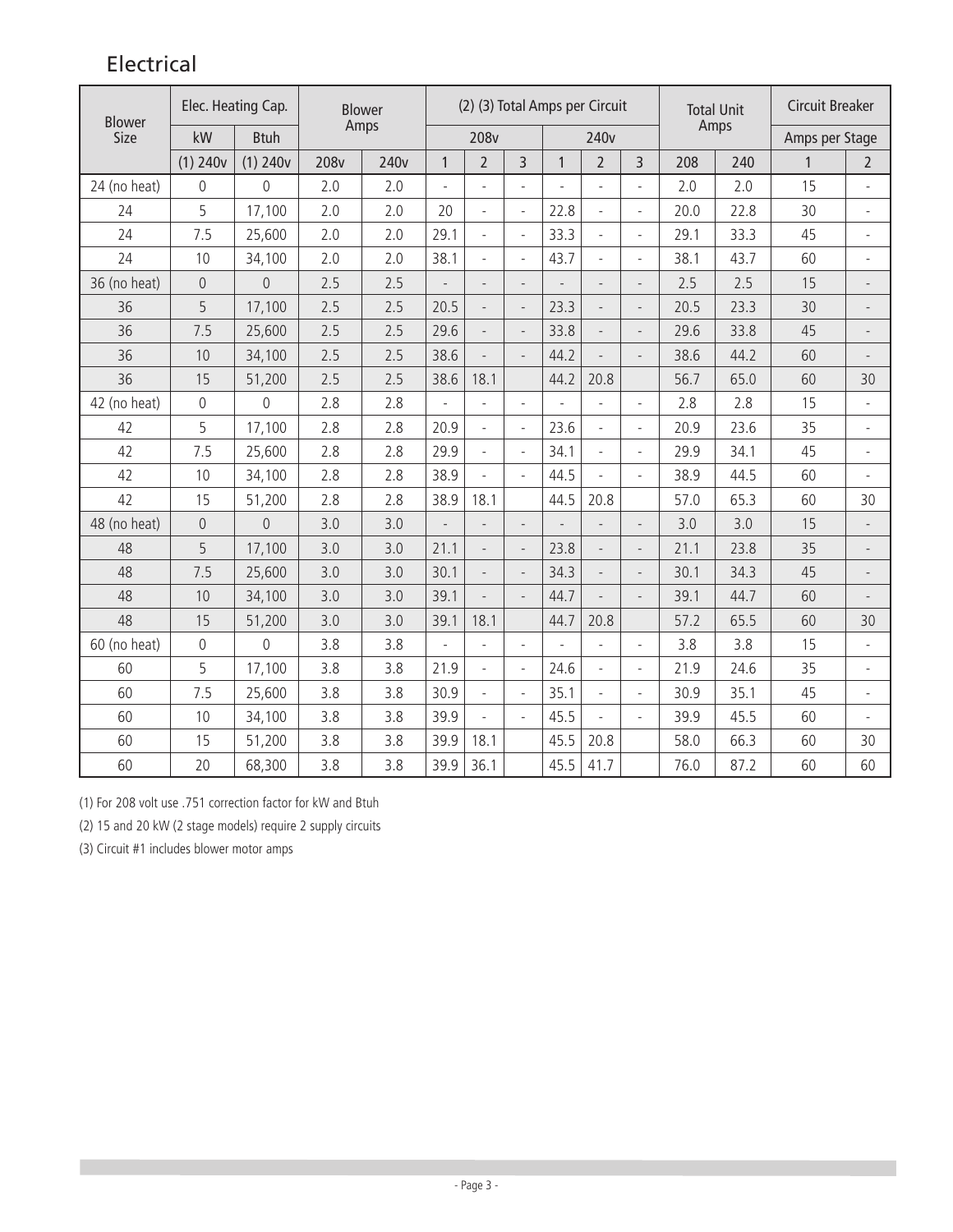## Electrical

| Blower Size | Elec. Heating Cap. | | Blower Amps | | (2) (3) Total Amps per Circuit | | | | | | Total Unit Amps | | Circuit Breaker | |
|---|---|---|---|---|---|---|---|---|---|---|---|---|---|---|
| | kW | Btuh | | | 208v | | | 240v | | | | | Amps per Stage | |
| | (1) 240v | (1) 240v | 208v | 240v | 1 | 2 | 3 | 1 | 2 | 3 | 208 | 240 | 1 | 2 |
| 24 (no heat) | 0 | 0 | 2.0 | 2.0 | - | - | - | - | - | - | 2.0 | 2.0 | 15 | - |
| 24 | 5 | 17,100 | 2.0 | 2.0 | 20 | - | - | 22.8 | - | - | 20.0 | 22.8 | 30 | - |
| 24 | 7.5 | 25,600 | 2.0 | 2.0 | 29.1 | - | - | 33.3 | - | - | 29.1 | 33.3 | 45 | - |
| 24 | 10 | 34,100 | 2.0 | 2.0 | 38.1 | - | - | 43.7 | - | - | 38.1 | 43.7 | 60 | - |
| 36 (no heat) | 0 | 0 | 2.5 | 2.5 | - | - | - | - | - | - | 2.5 | 2.5 | 15 | - |
| 36 | 5 | 17,100 | 2.5 | 2.5 | 20.5 | - | - | 23.3 | - | - | 20.5 | 23.3 | 30 | - |
| 36 | 7.5 | 25,600 | 2.5 | 2.5 | 29.6 | - | - | 33.8 | - | - | 29.6 | 33.8 | 45 | - |
| 36 | 10 | 34,100 | 2.5 | 2.5 | 38.6 | - | - | 44.2 | - | - | 38.6 | 44.2 | 60 | - |
| 36 | 15 | 51,200 | 2.5 | 2.5 | 38.6 | 18.1 | | 44.2 | 20.8 | | 56.7 | 65.0 | 60 | 30 |
| 42 (no heat) | 0 | 0 | 2.8 | 2.8 | - | - | - | - | - | - | 2.8 | 2.8 | 15 | - |
| 42 | 5 | 17,100 | 2.8 | 2.8 | 20.9 | - | - | 23.6 | - | - | 20.9 | 23.6 | 35 | - |
| 42 | 7.5 | 25,600 | 2.8 | 2.8 | 29.9 | - | - | 34.1 | - | - | 29.9 | 34.1 | 45 | - |
| 42 | 10 | 34,100 | 2.8 | 2.8 | 38.9 | - | - | 44.5 | - | - | 38.9 | 44.5 | 60 | - |
| 42 | 15 | 51,200 | 2.8 | 2.8 | 38.9 | 18.1 | | 44.5 | 20.8 | | 57.0 | 65.3 | 60 | 30 |
| 48 (no heat) | 0 | 0 | 3.0 | 3.0 | - | - | - | - | - | - | 3.0 | 3.0 | 15 | - |
| 48 | 5 | 17,100 | 3.0 | 3.0 | 21.1 | - | - | 23.8 | - | - | 21.1 | 23.8 | 35 | - |
| 48 | 7.5 | 25,600 | 3.0 | 3.0 | 30.1 | - | - | 34.3 | - | - | 30.1 | 34.3 | 45 | - |
| 48 | 10 | 34,100 | 3.0 | 3.0 | 39.1 | - | - | 44.7 | - | - | 39.1 | 44.7 | 60 | - |
| 48 | 15 | 51,200 | 3.0 | 3.0 | 39.1 | 18.1 | | 44.7 | 20.8 | | 57.2 | 65.5 | 60 | 30 |
| 60 (no heat) | 0 | 0 | 3.8 | 3.8 | - | - | - | - | - | - | 3.8 | 3.8 | 15 | - |
| 60 | 5 | 17,100 | 3.8 | 3.8 | 21.9 | - | - | 24.6 | - | - | 21.9 | 24.6 | 35 | - |
| 60 | 7.5 | 25,600 | 3.8 | 3.8 | 30.9 | - | - | 35.1 | - | - | 30.9 | 35.1 | 45 | - |
| 60 | 10 | 34,100 | 3.8 | 3.8 | 39.9 | - | - | 45.5 | - | - | 39.9 | 45.5 | 60 | - |
| 60 | 15 | 51,200 | 3.8 | 3.8 | 39.9 | 18.1 | | 45.5 | 20.8 | | 58.0 | 66.3 | 60 | 30 |
| 60 | 20 | 68,300 | 3.8 | 3.8 | 39.9 | 36.1 | | 45.5 | 41.7 | | 76.0 | 87.2 | 60 | 60 |

(1) For 208 volt use .751 correction factor for kW and Btuh

(2) 15 and 20 kW (2 stage models) require 2 supply circuits

(3) Circuit #1 includes blower motor amps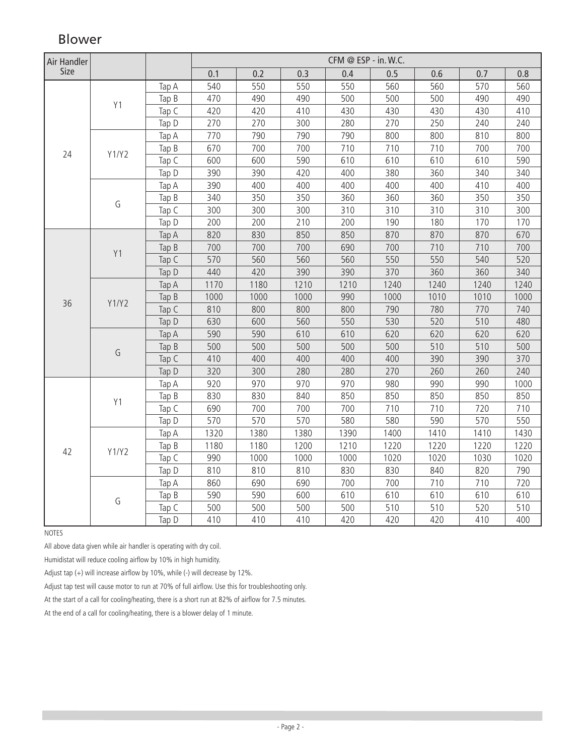## Blower

| Air Handler Size | | | CFM @ ESP - in. W.C. | | | | | | | |
|---|---|---|---|---|---|---|---|---|---|---|
| | | | 0.1 | 0.2 | 0.3 | 0.4 | 0.5 | 0.6 | 0.7 | 0.8 |
| 24 | Y1 | Tap A | 540 | 550 | 550 | 550 | 560 | 560 | 570 | 560 |
| | | Tap B | 470 | 490 | 490 | 500 | 500 | 500 | 490 | 490 |
| | | Tap C | 420 | 420 | 410 | 430 | 430 | 430 | 430 | 410 |
| | | Tap D | 270 | 270 | 300 | 280 | 270 | 250 | 240 | 240 |
| | Y1/Y2 | Tap A | 770 | 790 | 790 | 790 | 800 | 800 | 810 | 800 |
| | | Tap B | 670 | 700 | 700 | 710 | 710 | 710 | 700 | 700 |
| | | Tap C | 600 | 600 | 590 | 610 | 610 | 610 | 610 | 590 |
| | | Tap D | 390 | 390 | 420 | 400 | 380 | 360 | 340 | 340 |
| | G | Tap A | 390 | 400 | 400 | 400 | 400 | 400 | 410 | 400 |
| | | Tap B | 340 | 350 | 350 | 360 | 360 | 360 | 350 | 350 |
| | | Tap C | 300 | 300 | 300 | 310 | 310 | 310 | 310 | 300 |
| | | Tap D | 200 | 200 | 210 | 200 | 190 | 180 | 170 | 170 |
| 36 | Y1 | Tap A | 820 | 830 | 850 | 850 | 870 | 870 | 870 | 670 |
| | | Tap B | 700 | 700 | 700 | 690 | 700 | 710 | 710 | 700 |
| | | Tap C | 570 | 560 | 560 | 560 | 550 | 550 | 540 | 520 |
| | | Tap D | 440 | 420 | 390 | 390 | 370 | 360 | 360 | 340 |
| | Y1/Y2 | Tap A | 1170 | 1180 | 1210 | 1210 | 1240 | 1240 | 1240 | 1240 |
| | | Tap B | 1000 | 1000 | 1000 | 990 | 1000 | 1010 | 1010 | 1000 |
| | | Tap C | 810 | 800 | 800 | 800 | 790 | 780 | 770 | 740 |
| | | Tap D | 630 | 600 | 560 | 550 | 530 | 520 | 510 | 480 |
| | G | Tap A | 590 | 590 | 610 | 610 | 620 | 620 | 620 | 620 |
| | | Tap B | 500 | 500 | 500 | 500 | 500 | 510 | 510 | 500 |
| | | Tap C | 410 | 400 | 400 | 400 | 400 | 390 | 390 | 370 |
| | | Tap D | 320 | 300 | 280 | 280 | 270 | 260 | 260 | 240 |
| 42 | Y1 | Tap A | 920 | 970 | 970 | 970 | 980 | 990 | 990 | 1000 |
| | | Tap B | 830 | 830 | 840 | 850 | 850 | 850 | 850 | 850 |
| | | Tap C | 690 | 700 | 700 | 700 | 710 | 710 | 720 | 710 |
| | | Tap D | 570 | 570 | 570 | 580 | 580 | 590 | 570 | 550 |
| | Y1/Y2 | Tap A | 1320 | 1380 | 1380 | 1390 | 1400 | 1410 | 1410 | 1430 |
| | | Tap B | 1180 | 1180 | 1200 | 1210 | 1220 | 1220 | 1220 | 1220 |
| | | Tap C | 990 | 1000 | 1000 | 1000 | 1020 | 1020 | 1030 | 1020 |
| | | Tap D | 810 | 810 | 810 | 830 | 830 | 840 | 820 | 790 |
| | G | Tap A | 860 | 690 | 690 | 700 | 700 | 710 | 710 | 720 |
| | | Tap B | 590 | 590 | 600 | 610 | 610 | 610 | 610 | 610 |
| | | Tap C | 500 | 500 | 500 | 500 | 510 | 510 | 520 | 510 |
| | | Tap D | 410 | 410 | 410 | 420 | 420 | 420 | 410 | 400 |

NOTES

All above data given while air handler is operating with dry coil.

Humidistat will reduce cooling airflow by 10% in high humidity.

Adjust tap (+) will increase airflow by 10%, while (-) will decrease by 12%.

Adjust tap test will cause motor to run at 70% of full airflow. Use this for troubleshooting only.

At the start of a call for cooling/heating, there is a short run at 82% of airflow for 7.5 minutes.

At the end of a call for cooling/heating, there is a blower delay of 1 minute.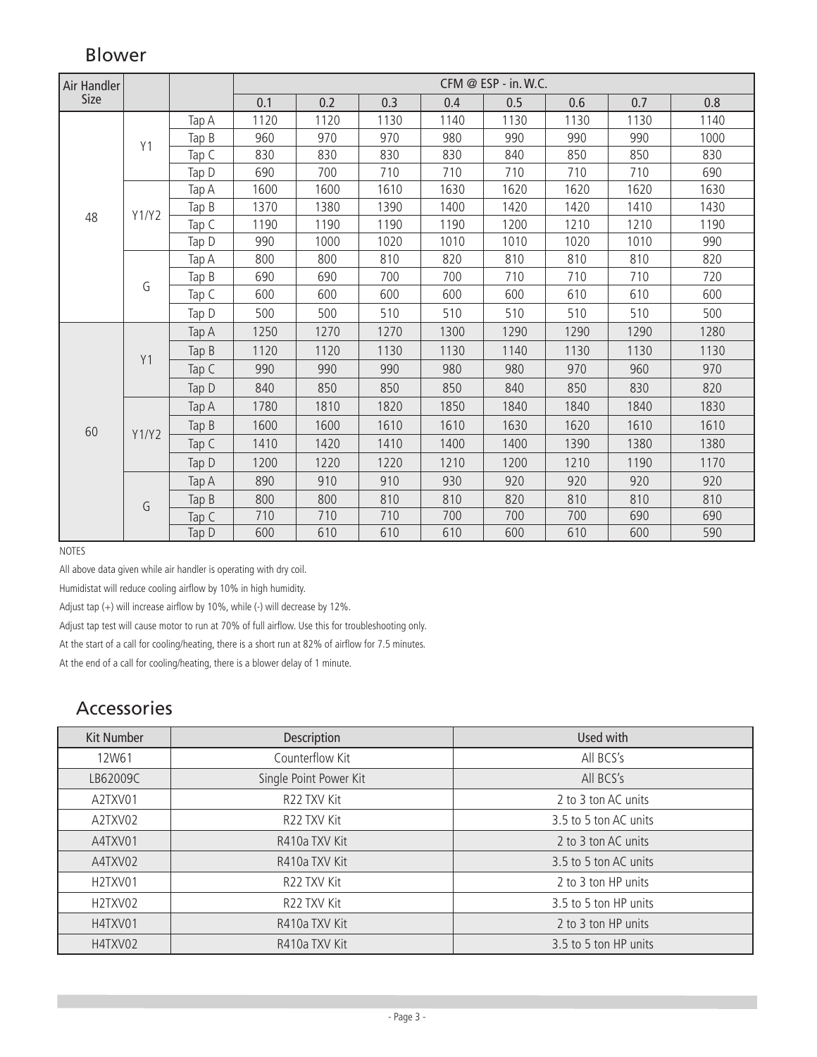## Blower

| Air Handler Size | | | CFM @ ESP - in. W.C. | | | | | | | |
|---|---|---|---|---|---|---|---|---|---|---|
| | | | 0.1 | 0.2 | 0.3 | 0.4 | 0.5 | 0.6 | 0.7 | 0.8 |
| 48 | Y1 | Tap A | 1120 | 1120 | 1130 | 1140 | 1130 | 1130 | 1130 | 1140 |
| | | Tap B | 960 | 970 | 970 | 980 | 990 | 990 | 990 | 1000 |
| | | Tap C | 830 | 830 | 830 | 830 | 840 | 850 | 850 | 830 |
| | | Tap D | 690 | 700 | 710 | 710 | 710 | 710 | 710 | 690 |
| | Y1/Y2 | Tap A | 1600 | 1600 | 1610 | 1630 | 1620 | 1620 | 1620 | 1630 |
| | | Tap B | 1370 | 1380 | 1390 | 1400 | 1420 | 1420 | 1410 | 1430 |
| | | Tap C | 1190 | 1190 | 1190 | 1190 | 1200 | 1210 | 1210 | 1190 |
| | | Tap D | 990 | 1000 | 1020 | 1010 | 1010 | 1020 | 1010 | 990 |
| | G | Tap A | 800 | 800 | 810 | 820 | 810 | 810 | 810 | 820 |
| | | Tap B | 690 | 690 | 700 | 700 | 710 | 710 | 710 | 720 |
| | | Tap C | 600 | 600 | 600 | 600 | 600 | 610 | 610 | 600 |
| | | Tap D | 500 | 500 | 510 | 510 | 510 | 510 | 510 | 500 |
| 60 | Y1 | Tap A | 1250 | 1270 | 1270 | 1300 | 1290 | 1290 | 1290 | 1280 |
| | | Tap B | 1120 | 1120 | 1130 | 1130 | 1140 | 1130 | 1130 | 1130 |
| | | Tap C | 990 | 990 | 990 | 980 | 980 | 970 | 960 | 970 |
| | | Tap D | 840 | 850 | 850 | 850 | 840 | 850 | 830 | 820 |
| | Y1/Y2 | Tap A | 1780 | 1810 | 1820 | 1850 | 1840 | 1840 | 1840 | 1830 |
| | | Tap B | 1600 | 1600 | 1610 | 1610 | 1630 | 1620 | 1610 | 1610 |
| | | Tap C | 1410 | 1420 | 1410 | 1400 | 1400 | 1390 | 1380 | 1380 |
| | | Tap D | 1200 | 1220 | 1220 | 1210 | 1200 | 1210 | 1190 | 1170 |
| | G | Tap A | 890 | 910 | 910 | 930 | 920 | 920 | 920 | 920 |
| | | Tap B | 800 | 800 | 810 | 810 | 820 | 810 | 810 | 810 |
| | | Tap C | 710 | 710 | 710 | 700 | 700 | 700 | 690 | 690 |
| | | Tap D | 600 | 610 | 610 | 610 | 600 | 610 | 600 | 590 |

NOTES

All above data given while air handler is operating with dry coil.

Humidistat will reduce cooling airflow by 10% in high humidity.

Adjust tap (+) will increase airflow by 10%, while (-) will decrease by 12%.

Adjust tap test will cause motor to run at 70% of full airflow. Use this for troubleshooting only.

At the start of a call for cooling/heating, there is a short run at 82% of airflow for 7.5 minutes.

At the end of a call for cooling/heating, there is a blower delay of 1 minute.

## Accessories

| Kit Number | Description | Used with |
|---|---|---|
| 12W61 | Counterflow Kit | All BCS's |
| LB62009C | Single Point Power Kit | All BCS's |
| A2TXV01 | R22 TXV Kit | 2 to 3 ton AC units |
| A2TXV02 | R22 TXV Kit | 3.5 to 5 ton AC units |
| A4TXV01 | R410a TXV Kit | 2 to 3 ton AC units |
| A4TXV02 | R410a TXV Kit | 3.5 to 5 ton AC units |
| H2TXV01 | R22 TXV Kit | 2 to 3 ton HP units |
| H2TXV02 | R22 TXV Kit | 3.5 to 5 ton HP units |
| H4TXV01 | R410a TXV Kit | 2 to 3 ton HP units |
| H4TXV02 | R410a TXV Kit | 3.5 to 5 ton HP units |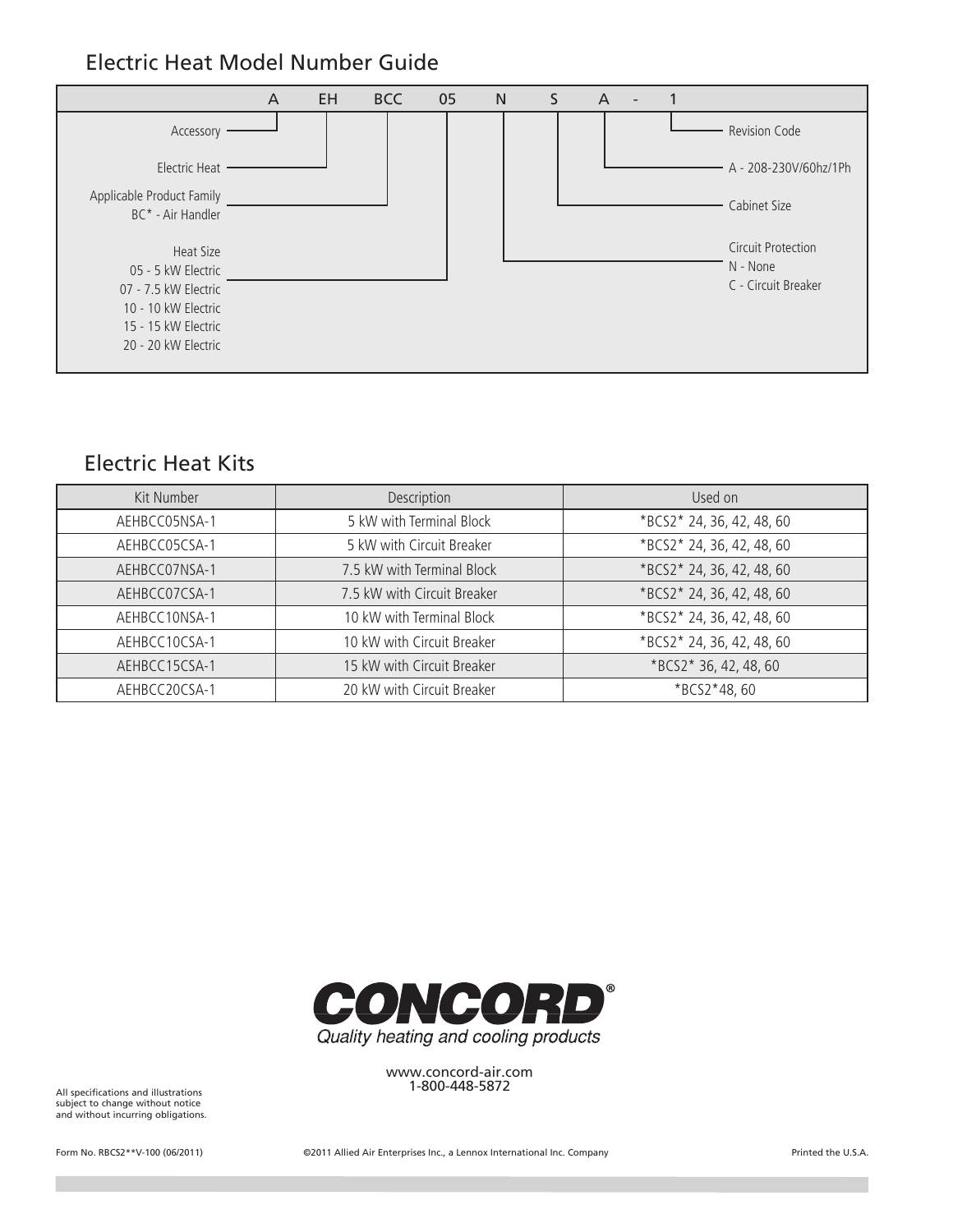## Electric Heat Model Number Guide

A EH BCC 05 N S A - 1

- A — Accessory
- EH — Electric Heat
- BCC — Applicable Product Family
  - BC* - Air Handler
- 05 — Heat Size
  - 05 - 5 kW Electric
  - 07 - 7.5 kW Electric
  - 10 - 10 kW Electric
  - 15 - 15 kW Electric
  - 20 - 20 kW Electric
- N — Circuit Protection
  - N - None
  - C - Circuit Breaker
- S — Cabinet Size
- A — A - 208-230V/60hz/1Ph
- 1 — Revision Code

## Electric Heat Kits

| Kit Number | Description | Used on |
|---|---|---|
| AEHBCC05NSA-1 | 5 kW with Terminal Block | *BCS2* 24, 36, 42, 48, 60 |
| AEHBCC05CSA-1 | 5 kW with Circuit Breaker | *BCS2* 24, 36, 42, 48, 60 |
| AEHBCC07NSA-1 | 7.5 kW with Terminal Block | *BCS2* 24, 36, 42, 48, 60 |
| AEHBCC07CSA-1 | 7.5 kW with Circuit Breaker | *BCS2* 24, 36, 42, 48, 60 |
| AEHBCC10NSA-1 | 10 kW with Terminal Block | *BCS2* 24, 36, 42, 48, 60 |
| AEHBCC10CSA-1 | 10 kW with Circuit Breaker | *BCS2* 24, 36, 42, 48, 60 |
| AEHBCC15CSA-1 | 15 kW with Circuit Breaker | *BCS2* 36, 42, 48, 60 |
| AEHBCC20CSA-1 | 20 kW with Circuit Breaker | *BCS2*48, 60 |

**CONCORD®**
*Quality heating and cooling products*

www.concord-air.com
1-800-448-5872

All specifications and illustrations subject to change without notice and without incurring obligations.

Form No. RBCS2**V-100 (06/2011)

©2011 Allied Air Enterprises Inc., a Lennox International Inc. Company

Printed the U.S.A.